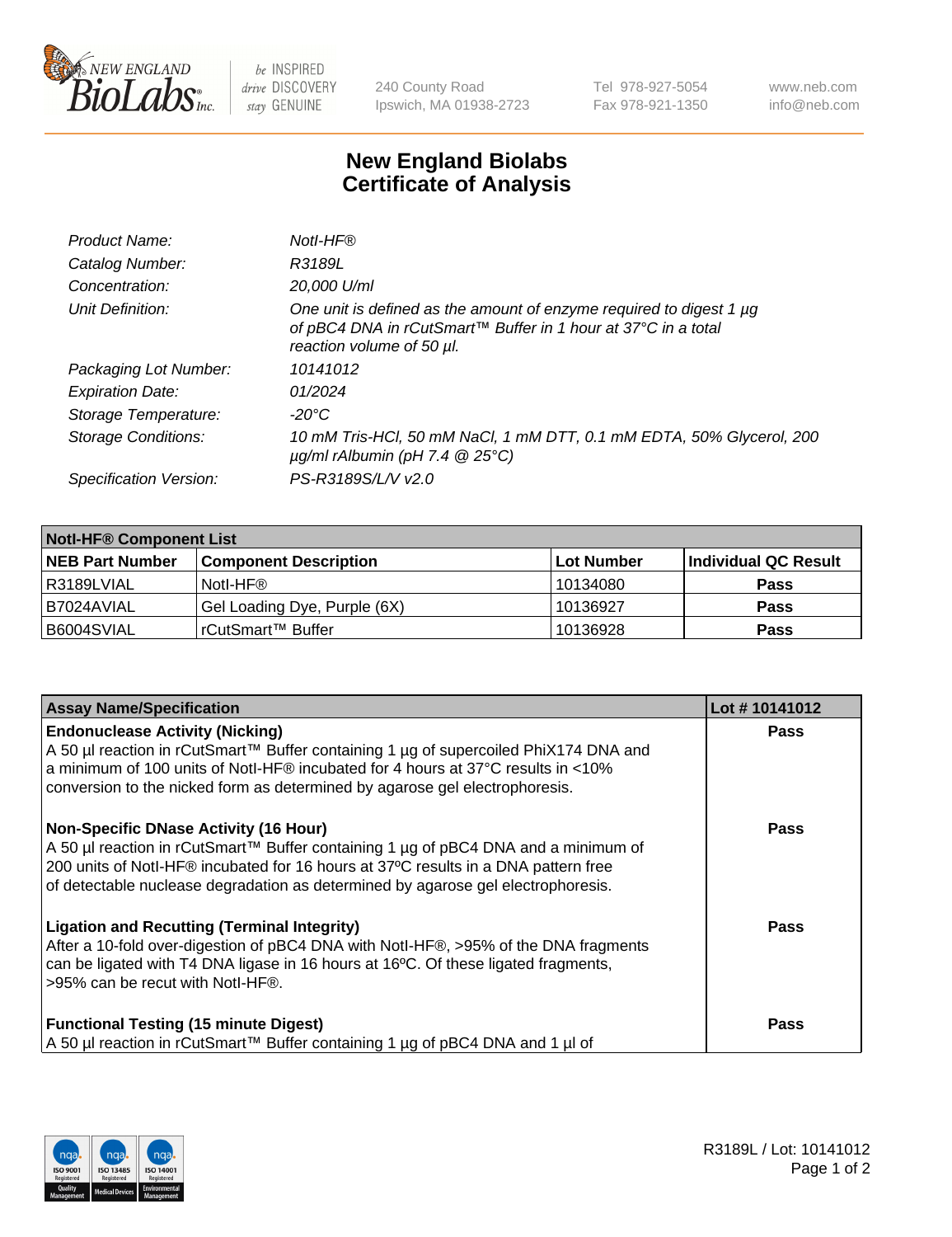# New England Biolabs Certificate of Analysis

| | |
|---|---|
| *Product Name:* | *NotI-HF®* |
| *Catalog Number:* | *R3189L* |
| *Concentration:* | *20,000 U/ml* |
| *Unit Definition:* | *One unit is defined as the amount of enzyme required to digest 1 µg of pBC4 DNA in rCutSmart™ Buffer in 1 hour at 37°C in a total reaction volume of 50 µl.* |
| *Packaging Lot Number:* | *10141012* |
| *Expiration Date:* | *01/2024* |
| *Storage Temperature:* | *-20°C* |
| *Storage Conditions:* | *10 mM Tris-HCl, 50 mM NaCl, 1 mM DTT, 0.1 mM EDTA, 50% Glycerol, 200 µg/ml rAlbumin (pH 7.4 @ 25°C)* |
| *Specification Version:* | *PS-R3189S/L/V v2.0* |

| **NotI-HF® Component List** | | | |
|---|---|---|---|
| **NEB Part Number** | **Component Description** | **Lot Number** | **Individual QC Result** |
| R3189LVIAL | NotI-HF® | 10134080 | **Pass** |
| B7024AVIAL | Gel Loading Dye, Purple (6X) | 10136927 | **Pass** |
| B6004SVIAL | rCutSmart™ Buffer | 10136928 | **Pass** |

| **Assay Name/Specification** | **Lot # 10141012** |
|---|---|
| **Endonuclease Activity (Nicking)**<br>A 50 µl reaction in rCutSmart™ Buffer containing 1 µg of supercoiled PhiX174 DNA and a minimum of 100 units of NotI-HF® incubated for 4 hours at 37°C results in <10% conversion to the nicked form as determined by agarose gel electrophoresis. | **Pass** |
| **Non-Specific DNase Activity (16 Hour)**<br>A 50 µl reaction in rCutSmart™ Buffer containing 1 µg of pBC4 DNA and a minimum of 200 units of NotI-HF® incubated for 16 hours at 37ºC results in a DNA pattern free of detectable nuclease degradation as determined by agarose gel electrophoresis. | **Pass** |
| **Ligation and Recutting (Terminal Integrity)**<br>After a 10-fold over-digestion of pBC4 DNA with NotI-HF®, >95% of the DNA fragments can be ligated with T4 DNA ligase in 16 hours at 16ºC. Of these ligated fragments, >95% can be recut with NotI-HF®. | **Pass** |
| **Functional Testing (15 minute Digest)**<br>A 50 µl reaction in rCutSmart™ Buffer containing 1 µg of pBC4 DNA and 1 µl of | **Pass** |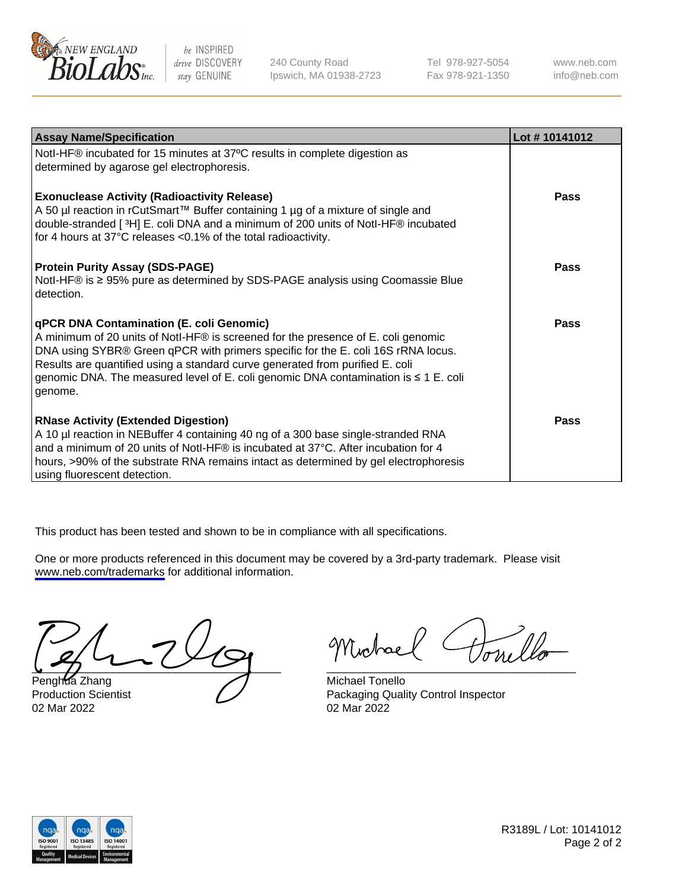| Assay Name/Specification | Lot # 10141012 |
|---|---|
| NotI-HF® incubated for 15 minutes at 37ºC results in complete digestion as determined by agarose gel electrophoresis. | |
| **Exonuclease Activity (Radioactivity Release)**<br>A 50 µl reaction in rCutSmart™ Buffer containing 1 µg of a mixture of single and double-stranded [ $^3$H] E. coli DNA and a minimum of 200 units of NotI-HF® incubated for 4 hours at 37°C releases <0.1% of the total radioactivity. | Pass |
| **Protein Purity Assay (SDS-PAGE)**<br>NotI-HF® is ≥ 95% pure as determined by SDS-PAGE analysis using Coomassie Blue detection. | Pass |
| **qPCR DNA Contamination (E. coli Genomic)**<br>A minimum of 20 units of NotI-HF® is screened for the presence of E. coli genomic DNA using SYBR® Green qPCR with primers specific for the E. coli 16S rRNA locus. Results are quantified using a standard curve generated from purified E. coli genomic DNA. The measured level of E. coli genomic DNA contamination is ≤ 1 E. coli genome. | Pass |
| **RNase Activity (Extended Digestion)**<br>A 10 µl reaction in NEBuffer 4 containing 40 ng of a 300 base single-stranded RNA and a minimum of 20 units of NotI-HF® is incubated at 37°C. After incubation for 4 hours, >90% of the substrate RNA remains intact as determined by gel electrophoresis using fluorescent detection. | Pass |

This product has been tested and shown to be in compliance with all specifications.

One or more products referenced in this document may be covered by a 3rd-party trademark. Please visit www.neb.com/trademarks for additional information.

Penghua Zhang
Production Scientist
02 Mar 2022

Michael Tonello
Packaging Quality Control Inspector
02 Mar 2022

R3189L / Lot: 10141012